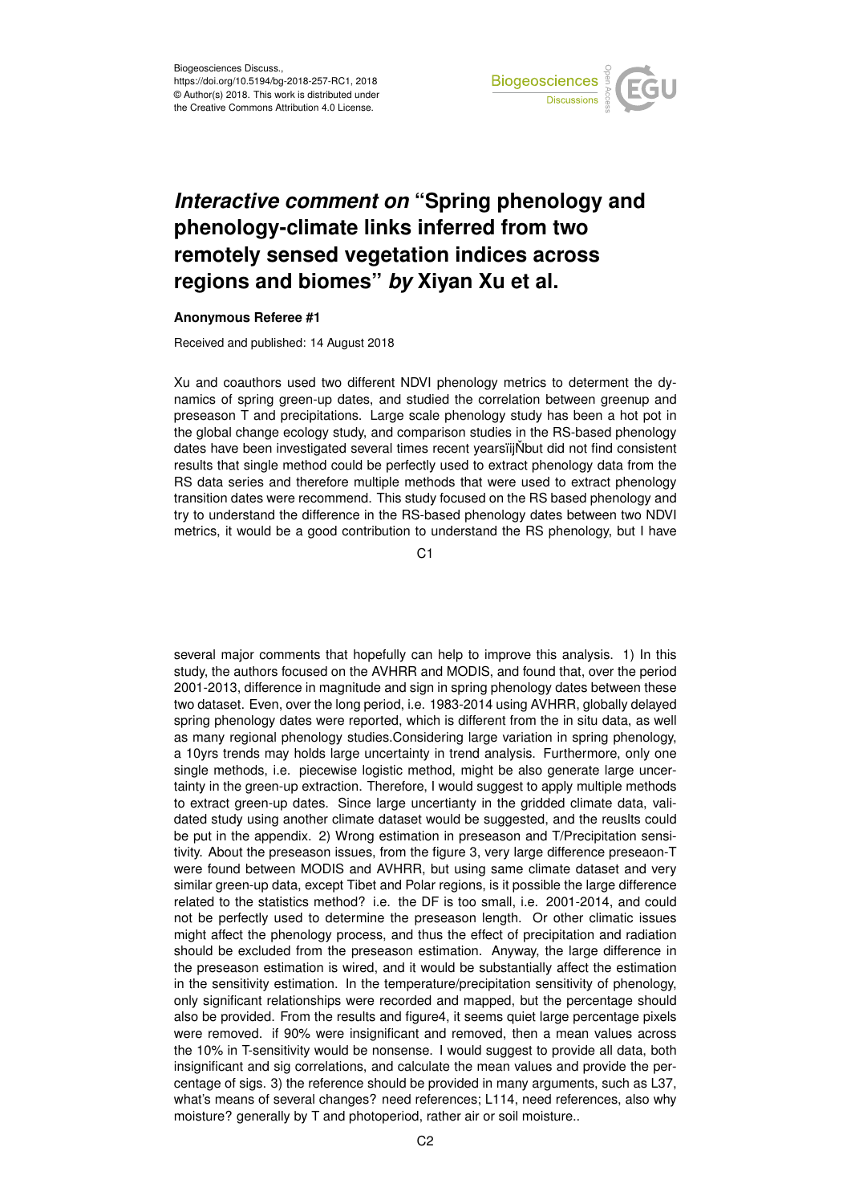Biogeosciences Discuss.,
https://doi.org/10.5194/bg-2018-257-RC1, 2018
© Author(s) 2018. This work is distributed under
the Creative Commons Attribution 4.0 License.

# *Interactive comment on* "Spring phenology and phenology-climate links inferred from two remotely sensed vegetation indices across regions and biomes" *by* Xiyan Xu et al.

**Anonymous Referee #1**

Received and published: 14 August 2018

Xu and coauthors used two different NDVI phenology metrics to determent the dynamics of spring green-up dates, and studied the correlation between greenup and preseason T and precipitations. Large scale phenology study has been a hot pot in the global change ecology study, and comparison studies in the RS-based phenology dates have been investigated several times recent yearsïijŇbut did not find consistent results that single method could be perfectly used to extract phenology data from the RS data series and therefore multiple methods that were used to extract phenology transition dates were recommend. This study focused on the RS based phenology and try to understand the difference in the RS-based phenology dates between two NDVI metrics, it would be a good contribution to understand the RS phenology, but I have several major comments that hopefully can help to improve this analysis. 1) In this study, the authors focused on the AVHRR and MODIS, and found that, over the period 2001-2013, difference in magnitude and sign in spring phenology dates between these two dataset. Even, over the long period, i.e. 1983-2014 using AVHRR, globally delayed spring phenology dates were reported, which is different from the in situ data, as well as many regional phenology studies.Considering large variation in spring phenology, a 10yrs trends may holds large uncertainty in trend analysis. Furthermore, only one single methods, i.e. piecewise logistic method, might be also generate large uncertainty in the green-up extraction. Therefore, I would suggest to apply multiple methods to extract green-up dates. Since large uncertianty in the gridded climate data, validated study using another climate dataset would be suggested, and the reuslts could be put in the appendix. 2) Wrong estimation in preseason and T/Precipitation sensitivity. About the preseason issues, from the figure 3, very large difference preseaon-T were found between MODIS and AVHRR, but using same climate dataset and very similar green-up data, except Tibet and Polar regions, is it possible the large difference related to the statistics method? i.e. the DF is too small, i.e. 2001-2014, and could not be perfectly used to determine the preseason length. Or other climatic issues might affect the phenology process, and thus the effect of precipitation and radiation should be excluded from the preseason estimation. Anyway, the large difference in the preseason estimation is wired, and it would be substantially affect the estimation in the sensitivity estimation. In the temperature/precipitation sensitivity of phenology, only significant relationships were recorded and mapped, but the percentage should also be provided. From the results and figure4, it seems quiet large percentage pixels were removed. if 90% were insignificant and removed, then a mean values across the 10% in T-sensitivity would be nonsense. I would suggest to provide all data, both insignificant and sig correlations, and calculate the mean values and provide the percentage of sigs. 3) the reference should be provided in many arguments, such as L37, what's means of several changes? need references; L114, need references, also why moisture? generally by T and photoperiod, rather air or soil moisture..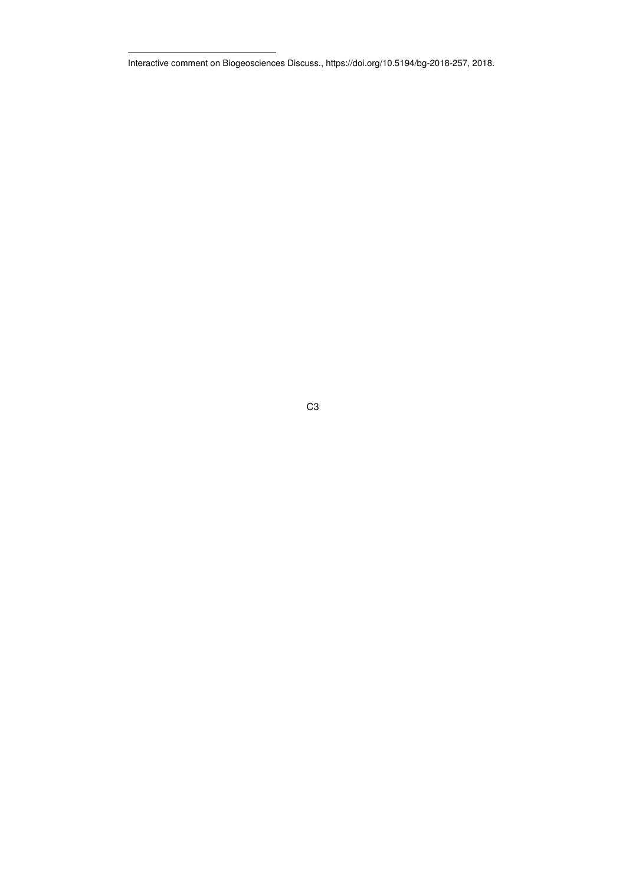Interactive comment on Biogeosciences Discuss., https://doi.org/10.5194/bg-2018-257, 2018.